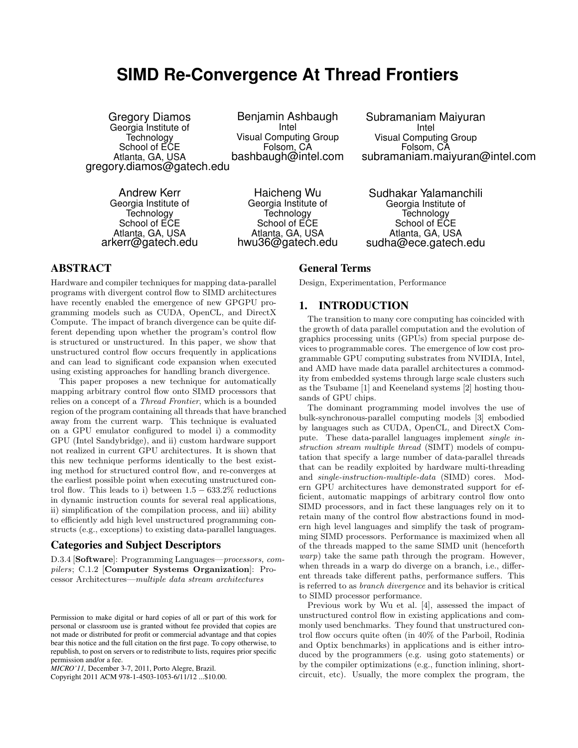# SIMD Re-Convergence At Thread Frontiers

Gregory Diamos
Georgia Institute of Technology
School of ECE
Atlanta, GA, USA
gregory.diamos@gatech.edu

Benjamin Ashbaugh
Intel
Visual Computing Group
Folsom, CA
bashbaugh@intel.com

Subramaniam Maiyuran
Intel
Visual Computing Group
Folsom, CA
subramaniam.maiyuran@intel.com

Andrew Kerr
Georgia Institute of Technology
School of ECE
Atlanta, GA, USA
arkerr@gatech.edu

Haicheng Wu
Georgia Institute of Technology
School of ECE
Atlanta, GA, USA
hwu36@gatech.edu

Sudhakar Yalamanchili
Georgia Institute of Technology
School of ECE
Atlanta, GA, USA
sudha@ece.gatech.edu

## ABSTRACT

Hardware and compiler techniques for mapping data-parallel programs with divergent control flow to SIMD architectures have recently enabled the emergence of new GPGPU programming models such as CUDA, OpenCL, and DirectX Compute. The impact of branch divergence can be quite different depending upon whether the program's control flow is structured or unstructured. In this paper, we show that unstructured control flow occurs frequently in applications and can lead to significant code expansion when executed using existing approaches for handling branch divergence.

This paper proposes a new technique for automatically mapping arbitrary control flow onto SIMD processors that relies on a concept of a *Thread Frontier*, which is a bounded region of the program containing all threads that have branched away from the current warp. This technique is evaluated on a GPU emulator configured to model i) a commodity GPU (Intel Sandybridge), and ii) custom hardware support not realized in current GPU architectures. It is shown that this new technique performs identically to the best existing method for structured control flow, and re-converges at the earliest possible point when executing unstructured control flow. This leads to i) between $1.5 - 633.2\%$ reductions in dynamic instruction counts for several real applications, ii) simplification of the compilation process, and iii) ability to efficiently add high level unstructured programming constructs (e.g., exceptions) to existing data-parallel languages.

## Categories and Subject Descriptors

D.3.4 [**Software**]: Programming Languages—*processors, compilers*; C.1.2 [**Computer Systems Organization**]: Processor Architectures—*multiple data stream architectures*

Permission to make digital or hard copies of all or part of this work for personal or classroom use is granted without fee provided that copies are not made or distributed for profit or commercial advantage and that copies bear this notice and the full citation on the first page. To copy otherwise, to republish, to post on servers or to redistribute to lists, requires prior specific permission and/or a fee.
*MICRO'11,* December 3-7, 2011, Porto Alegre, Brazil.
Copyright 2011 ACM 978-1-4503-1053-6/11/12 ...$10.00.

## General Terms

Design, Experimentation, Performance

## 1. INTRODUCTION

The transition to many core computing has coincided with the growth of data parallel computation and the evolution of graphics processing units (GPUs) from special purpose devices to programmable cores. The emergence of low cost programmable GPU computing substrates from NVIDIA, Intel, and AMD have made data parallel architectures a commodity from embedded systems through large scale clusters such as the Tsubame [1] and Keeneland systems [2] hosting thousands of GPU chips.

The dominant programming model involves the use of bulk-synchronous-parallel computing models [3] embodied by languages such as CUDA, OpenCL, and DirectX Compute. These data-parallel languages implement *single instruction stream multiple thread* (SIMT) models of computation that specify a large number of data-parallel threads that can be readily exploited by hardware multi-threading and *single-instruction-multiple-data* (SIMD) cores. Modern GPU architectures have demonstrated support for efficient, automatic mappings of arbitrary control flow onto SIMD processors, and in fact these languages rely on it to retain many of the control flow abstractions found in modern high level languages and simplify the task of programming SIMD processors. Performance is maximized when all of the threads mapped to the same SIMD unit (henceforth *warp*) take the same path through the program. However, when threads in a warp do diverge on a branch, i.e., different threads take different paths, performance suffers. This is referred to as *branch divergence* and its behavior is critical to SIMD processor performance.

Previous work by Wu et al. [4], assessed the impact of unstructured control flow in existing applications and commonly used benchmarks. They found that unstructured control flow occurs quite often (in 40% of the Parboil, Rodinia and Optix benchmarks) in applications and is either introduced by the programmers (e.g. using goto statements) or by the compiler optimizations (e.g., function inlining, short-circuit, etc). Usually, the more complex the program, the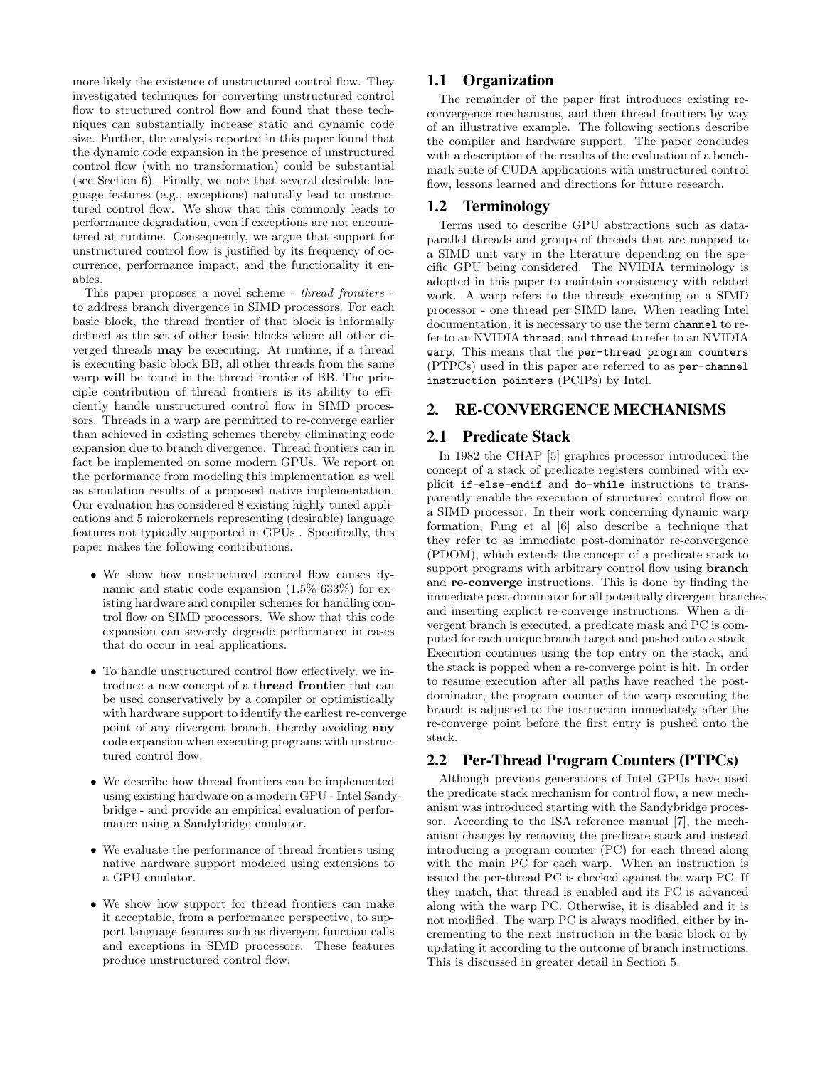more likely the existence of unstructured control flow. They investigated techniques for converting unstructured control flow to structured control flow and found that these techniques can substantially increase static and dynamic code size. Further, the analysis reported in this paper found that the dynamic code expansion in the presence of unstructured control flow (with no transformation) could be substantial (see Section 6). Finally, we note that several desirable language features (e.g., exceptions) naturally lead to unstructured control flow. We show that this commonly leads to performance degradation, even if exceptions are not encountered at runtime. Consequently, we argue that support for unstructured control flow is justified by its frequency of occurrence, performance impact, and the functionality it enables.

This paper proposes a novel scheme - *thread frontiers* - to address branch divergence in SIMD processors. For each basic block, the thread frontier of that block is informally defined as the set of other basic blocks where all other diverged threads **may** be executing. At runtime, if a thread is executing basic block BB, all other threads from the same warp **will** be found in the thread frontier of BB. The principle contribution of thread frontiers is its ability to efficiently handle unstructured control flow in SIMD processors. Threads in a warp are permitted to re-converge earlier than achieved in existing schemes thereby eliminating code expansion due to branch divergence. Thread frontiers can in fact be implemented on some modern GPUs. We report on the performance from modeling this implementation as well as simulation results of a proposed native implementation. Our evaluation has considered 8 existing highly tuned applications and 5 microkernels representing (desirable) language features not typically supported in GPUs . Specifically, this paper makes the following contributions.

- We show how unstructured control flow causes dynamic and static code expansion (1.5%-633%) for existing hardware and compiler schemes for handling control flow on SIMD processors. We show that this code expansion can severely degrade performance in cases that do occur in real applications.
- To handle unstructured control flow effectively, we introduce a new concept of a **thread frontier** that can be used conservatively by a compiler or optimistically with hardware support to identify the earliest re-converge point of any divergent branch, thereby avoiding **any** code expansion when executing programs with unstructured control flow.
- We describe how thread frontiers can be implemented using existing hardware on a modern GPU - Intel Sandybridge - and provide an empirical evaluation of performance using a Sandybridge emulator.
- We evaluate the performance of thread frontiers using native hardware support modeled using extensions to a GPU emulator.
- We show how support for thread frontiers can make it acceptable, from a performance perspective, to support language features such as divergent function calls and exceptions in SIMD processors. These features produce unstructured control flow.

## 1.1 Organization

The remainder of the paper first introduces existing re-convergence mechanisms, and then thread frontiers by way of an illustrative example. The following sections describe the compiler and hardware support. The paper concludes with a description of the results of the evaluation of a benchmark suite of CUDA applications with unstructured control flow, lessons learned and directions for future research.

## 1.2 Terminology

Terms used to describe GPU abstractions such as data-parallel threads and groups of threads that are mapped to a SIMD unit vary in the literature depending on the specific GPU being considered. The NVIDIA terminology is adopted in this paper to maintain consistency with related work. A warp refers to the threads executing on a SIMD processor - one thread per SIMD lane. When reading Intel documentation, it is necessary to use the term `channel` to refer to an NVIDIA `thread`, and `thread` to refer to an NVIDIA `warp`. This means that the `per-thread program counters` (PTPCs) used in this paper are referred to as `per-channel instruction pointers` (PCIPs) by Intel.

# 2. RE-CONVERGENCE MECHANISMS

## 2.1 Predicate Stack

In 1982 the CHAP [5] graphics processor introduced the concept of a stack of predicate registers combined with explicit `if-else-endif` and `do-while` instructions to transparently enable the execution of structured control flow on a SIMD processor. In their work concerning dynamic warp formation, Fung et al [6] also describe a technique that they refer to as immediate post-dominator re-convergence (PDOM), which extends the concept of a predicate stack to support programs with arbitrary control flow using **branch** and **re-converge** instructions. This is done by finding the immediate post-dominator for all potentially divergent branches and inserting explicit re-converge instructions. When a divergent branch is executed, a predicate mask and PC is computed for each unique branch target and pushed onto a stack. Execution continues using the top entry on the stack, and the stack is popped when a re-converge point is hit. In order to resume execution after all paths have reached the post-dominator, the program counter of the warp executing the branch is adjusted to the instruction immediately after the re-converge point before the first entry is pushed onto the stack.

## 2.2 Per-Thread Program Counters (PTPCs)

Although previous generations of Intel GPUs have used the predicate stack mechanism for control flow, a new mechanism was introduced starting with the Sandybridge processor. According to the ISA reference manual [7], the mechanism changes by removing the predicate stack and instead introducing a program counter (PC) for each thread along with the main PC for each warp. When an instruction is issued the per-thread PC is checked against the warp PC. If they match, that thread is enabled and its PC is advanced along with the warp PC. Otherwise, it is disabled and it is not modified. The warp PC is always modified, either by incrementing to the next instruction in the basic block or by updating it according to the outcome of branch instructions. This is discussed in greater detail in Section 5.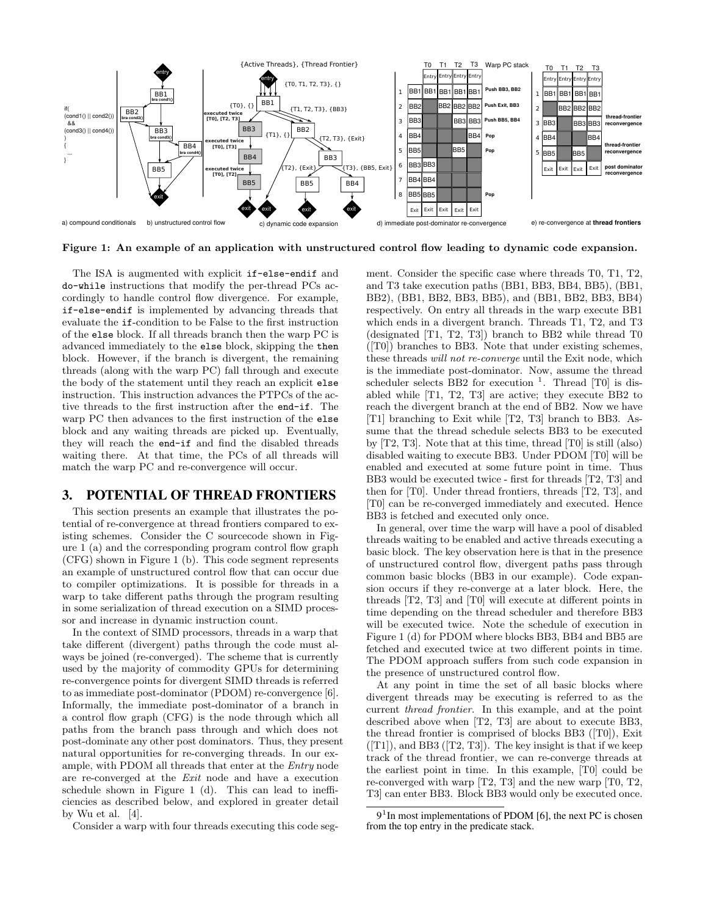a) compound conditionals b) unstructured control flow c) dynamic code expansion d) immediate post-dominator re-convergence e) re-convergence at **thread frontiers**

**Figure 1: An example of an application with unstructured control flow leading to dynamic code expansion.**

The ISA is augmented with explicit `if-else-endif` and `do-while` instructions that modify the per-thread PCs accordingly to handle control flow divergence. For example, `if-else-endif` is implemented by advancing threads that evaluate the `if`-condition to be False to the first instruction of the `else` block. If all threads branch then the warp PC is advanced immediately to the `else` block, skipping the `then` block. However, if the branch is divergent, the remaining threads (along with the warp PC) fall through and execute the body of the statement until they reach an explicit `else` instruction. This instruction advances the PTPCs of the active threads to the first instruction after the `end-if`. The warp PC then advances to the first instruction of the `else` block and any waiting threads are picked up. Eventually, they will reach the `end-if` and find the disabled threads waiting there. At that time, the PCs of all threads will match the warp PC and re-convergence will occur.

## 3. POTENTIAL OF THREAD FRONTIERS

This section presents an example that illustrates the potential of re-convergence at thread frontiers compared to existing schemes. Consider the C sourcecode shown in Figure 1 (a) and the corresponding program control flow graph (CFG) shown in Figure 1 (b). This code segment represents an example of unstructured control flow that can occur due to compiler optimizations. It is possible for threads in a warp to take different paths through the program resulting in some serialization of thread execution on a SIMD processor and increase in dynamic instruction count.

In the context of SIMD processors, threads in a warp that take different (divergent) paths through the code must always be joined (re-converged). The scheme that is currently used by the majority of commodity GPUs for determining re-convergence points for divergent SIMD threads is referred to as immediate post-dominator (PDOM) re-convergence [6]. Informally, the immediate post-dominator of a branch in a control flow graph (CFG) is the node through which all paths from the branch pass through and which does not post-dominate any other post dominators. Thus, they present natural opportunities for re-converging threads. In our example, with PDOM all threads that enter at the *Entry* node are re-converged at the *Exit* node and have a execution schedule shown in Figure 1 (d). This can lead to inefficiencies as described below, and explored in greater detail by Wu et al. [4].

Consider a warp with four threads executing this code segment. Consider the specific case where threads T0, T1, T2, and T3 take execution paths (BB1, BB3, BB4, BB5), (BB1, BB2), (BB1, BB2, BB3, BB5), and (BB1, BB2, BB3, BB4) respectively. On entry all threads in the warp execute BB1 which ends in a divergent branch. Threads T1, T2, and T3 (designated [T1, T2, T3]) branch to BB2 while thread T0 ([T0]) branches to BB3. Note that under existing schemes, these threads *will not re-converge* until the Exit node, which is the immediate post-dominator. Now, assume the thread scheduler selects BB2 for execution [1]. Thread [T0] is disabled while [T1, T2, T3] are active; they execute BB2 to reach the divergent branch at the end of BB2. Now we have [T1] branching to Exit while [T2, T3] branch to BB3. Assume that the thread schedule selects BB3 to be executed by [T2, T3]. Note that at this time, thread [T0] is still (also) disabled waiting to execute BB3. Under PDOM [T0] will be enabled and executed at some future point in time. Thus BB3 would be executed twice - first for threads [T2, T3] and then for [T0]. Under thread frontiers, threads [T2, T3], and [T0] can be re-converged immediately and executed. Hence BB3 is fetched and executed only once.

In general, over time the warp will have a pool of disabled threads waiting to be enabled and active threads executing a basic block. The key observation here is that in the presence of unstructured control flow, divergent paths pass through common basic blocks (BB3 in our example). Code expansion occurs if they re-converge at a later block. Here, the threads [T2, T3] and [T0] will execute at different points in time depending on the thread scheduler and therefore BB3 will be executed twice. Note the schedule of execution in Figure 1 (d) for PDOM where blocks BB3, BB4 and BB5 are fetched and executed twice at two different points in time. The PDOM approach suffers from such code expansion in the presence of unstructured control flow.

At any point in time the set of all basic blocks where divergent threads may be executing is referred to as the current *thread frontier*. In this example, and at the point described above when [T2, T3] are about to execute BB3, the thread frontier is comprised of blocks BB3 ([T0]), Exit ([T1]), and BB3 ([T2, T3]). The key insight is that if we keep track of the thread frontier, we can re-converge threads at the earliest point in time. In this example, [T0] could be re-converged with warp [T2, T3] and the new warp [T0, T2, T3] can enter BB3. Block BB3 would only be executed once.

[1] In most implementations of PDOM [6], the next PC is chosen from the top entry in the predicate stack.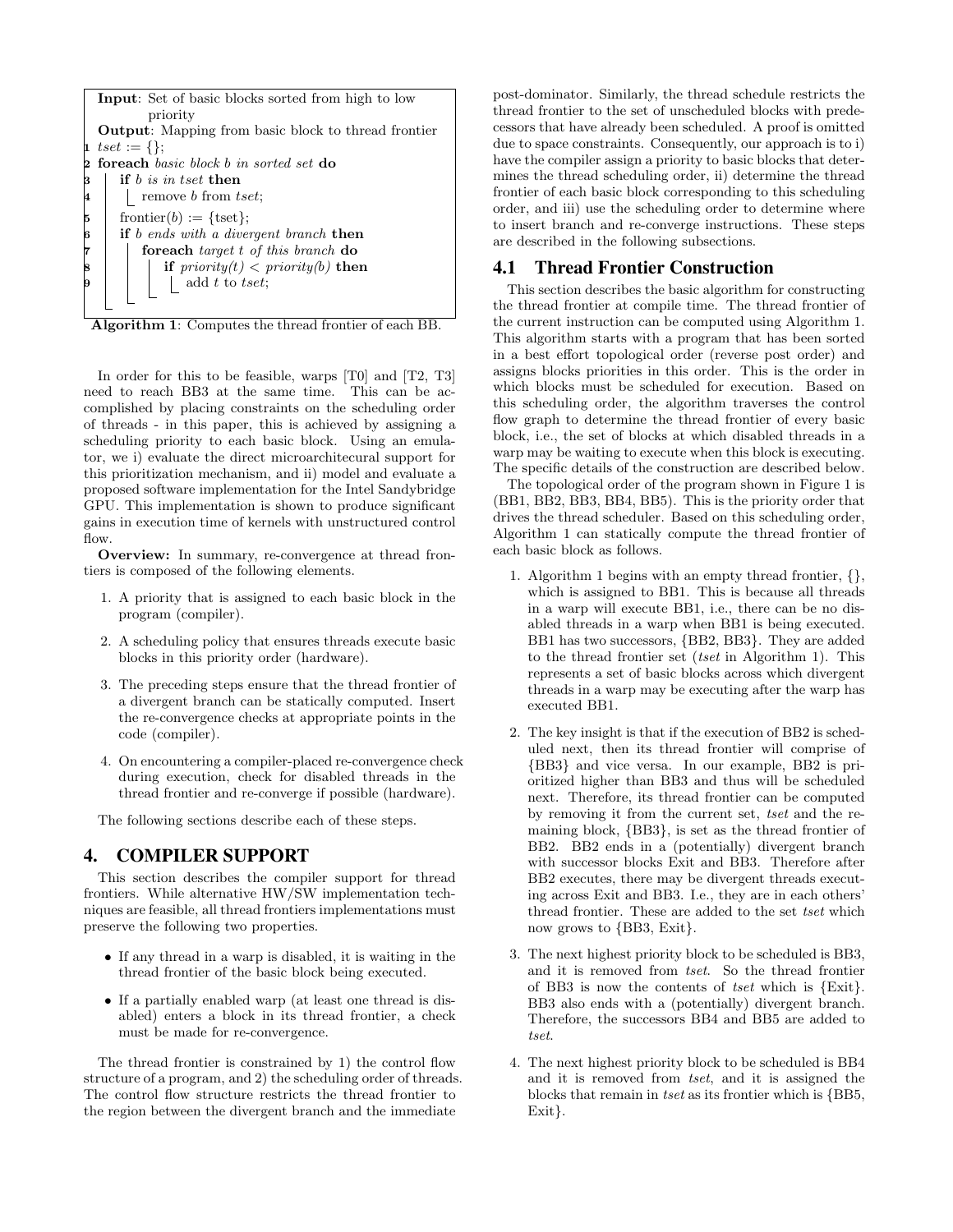```
Input: Set of basic blocks sorted from high to low
       priority
Output: Mapping from basic block to thread frontier
1 tset := {};
2 foreach basic block b in sorted set do
3   if b is in tset then
4     remove b from tset;
5   frontier(b) := {tset};
6   if b ends with a divergent branch then
7     foreach target t of this branch do
8       if priority(t) < priority(b) then
9         add t to tset;
```

**Algorithm 1**: Computes the thread frontier of each BB.

In order for this to be feasible, warps [T0] and [T2, T3] need to reach BB3 at the same time. This can be accomplished by placing constraints on the scheduling order of threads - in this paper, this is achieved by assigning a scheduling priority to each basic block. Using an emulator, we i) evaluate the direct microarchitecural support for this prioritization mechanism, and ii) model and evaluate a proposed software implementation for the Intel Sandybridge GPU. This implementation is shown to produce significant gains in execution time of kernels with unstructured control flow.

**Overview:** In summary, re-convergence at thread frontiers is composed of the following elements.

1. A priority that is assigned to each basic block in the program (compiler).
2. A scheduling policy that ensures threads execute basic blocks in this priority order (hardware).
3. The preceding steps ensure that the thread frontier of a divergent branch can be statically computed. Insert the re-convergence checks at appropriate points in the code (compiler).
4. On encountering a compiler-placed re-convergence check during execution, check for disabled threads in the thread frontier and re-converge if possible (hardware).

The following sections describe each of these steps.

# 4. COMPILER SUPPORT

This section describes the compiler support for thread frontiers. While alternative HW/SW implementation techniques are feasible, all thread frontiers implementations must preserve the following two properties.

- If any thread in a warp is disabled, it is waiting in the thread frontier of the basic block being executed.
- If a partially enabled warp (at least one thread is disabled) enters a block in its thread frontier, a check must be made for re-convergence.

The thread frontier is constrained by 1) the control flow structure of a program, and 2) the scheduling order of threads. The control flow structure restricts the thread frontier to the region between the divergent branch and the immediate post-dominator. Similarly, the thread schedule restricts the thread frontier to the set of unscheduled blocks with predecessors that have already been scheduled. A proof is omitted due to space constraints. Consequently, our approach is to i) have the compiler assign a priority to basic blocks that determines the thread scheduling order, ii) determine the thread frontier of each basic block corresponding to this scheduling order, and iii) use the scheduling order to determine where to insert branch and re-converge instructions. These steps are described in the following subsections.

## 4.1 Thread Frontier Construction

This section describes the basic algorithm for constructing the thread frontier at compile time. The thread frontier of the current instruction can be computed using Algorithm 1. This algorithm starts with a program that has been sorted in a best effort topological order (reverse post order) and assigns blocks priorities in this order. This is the order in which blocks must be scheduled for execution. Based on this scheduling order, the algorithm traverses the control flow graph to determine the thread frontier of every basic block, i.e., the set of blocks at which disabled threads in a warp may be waiting to execute when this block is executing. The specific details of the construction are described below.

The topological order of the program shown in Figure 1 is (BB1, BB2, BB3, BB4, BB5). This is the priority order that drives the thread scheduler. Based on this scheduling order, Algorithm 1 can statically compute the thread frontier of each basic block as follows.

1. Algorithm 1 begins with an empty thread frontier, {}, which is assigned to BB1. This is because all threads in a warp will execute BB1, i.e., there can be no disabled threads in a warp when BB1 is being executed. BB1 has two successors, {BB2, BB3}. They are added to the thread frontier set (*tset* in Algorithm 1). This represents a set of basic blocks across which divergent threads in a warp may be executing after the warp has executed BB1.
2. The key insight is that if the execution of BB2 is scheduled next, then its thread frontier will comprise of {BB3} and vice versa. In our example, BB2 is prioritized higher than BB3 and thus will be scheduled next. Therefore, its thread frontier can be computed by removing it from the current set, *tset* and the remaining block, {BB3}, is set as the thread frontier of BB2. BB2 ends in a (potentially) divergent branch with successor blocks Exit and BB3. Therefore after BB2 executes, there may be divergent threads executing across Exit and BB3. I.e., they are in each others' thread frontier. These are added to the set *tset* which now grows to {BB3, Exit}.
3. The next highest priority block to be scheduled is BB3, and it is removed from *tset*. So the thread frontier of BB3 is now the contents of *tset* which is {Exit}. BB3 also ends with a (potentially) divergent branch. Therefore, the successors BB4 and BB5 are added to *tset*.
4. The next highest priority block to be scheduled is BB4 and it is removed from *tset*, and it is assigned the blocks that remain in *tset* as its frontier which is {BB5, Exit}.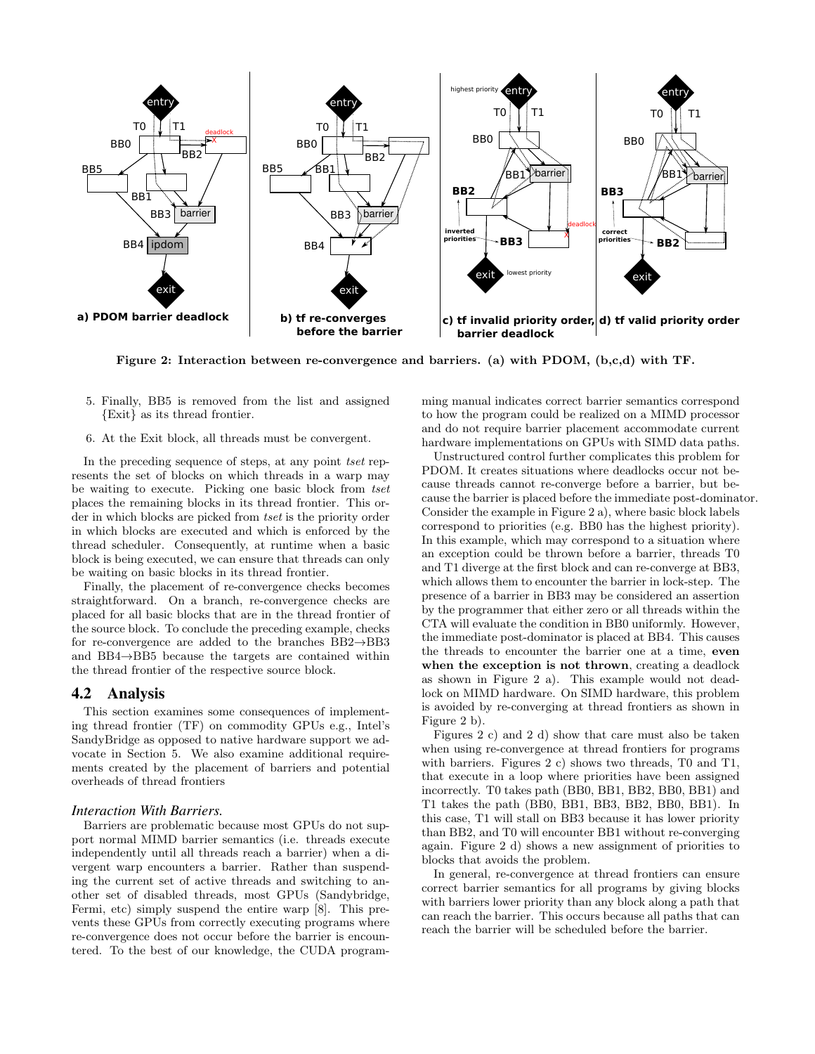Figure 2: Interaction between re-convergence and barriers. (a) with PDOM, (b,c,d) with TF.

5. Finally, BB5 is removed from the list and assigned {Exit} as its thread frontier.

6. At the Exit block, all threads must be convergent.

In the preceding sequence of steps, at any point *tset* represents the set of blocks on which threads in a warp may be waiting to execute. Picking one basic block from *tset* places the remaining blocks in its thread frontier. This order in which blocks are picked from *tset* is the priority order in which blocks are executed and which is enforced by the thread scheduler. Consequently, at runtime when a basic block is being executed, we can ensure that threads can only be waiting on basic blocks in its thread frontier.

Finally, the placement of re-convergence checks becomes straightforward. On a branch, re-convergence checks are placed for all basic blocks that are in the thread frontier of the source block. To conclude the preceding example, checks for re-convergence are added to the branches BB2→BB3 and BB4→BB5 because the targets are contained within the thread frontier of the respective source block.

## 4.2 Analysis

This section examines some consequences of implementing thread frontier (TF) on commodity GPUs e.g., Intel's SandyBridge as opposed to native hardware support we advocate in Section 5. We also examine additional requirements created by the placement of barriers and potential overheads of thread frontiers

### *Interaction With Barriers.*

Barriers are problematic because most GPUs do not support normal MIMD barrier semantics (i.e. threads execute independently until all threads reach a barrier) when a divergent warp encounters a barrier. Rather than suspending the current set of active threads and switching to another set of disabled threads, most GPUs (Sandybridge, Fermi, etc) simply suspend the entire warp [8]. This prevents these GPUs from correctly executing programs where re-convergence does not occur before the barrier is encountered. To the best of our knowledge, the CUDA programming manual indicates correct barrier semantics correspond to how the program could be realized on a MIMD processor and do not require barrier placement accommodate current hardware implementations on GPUs with SIMD data paths.

Unstructured control further complicates this problem for PDOM. It creates situations where deadlocks occur not because threads cannot re-converge before a barrier, but because the barrier is placed before the immediate post-dominator. Consider the example in Figure 2 a), where basic block labels correspond to priorities (e.g. BB0 has the highest priority). In this example, which may correspond to a situation where an exception could be thrown before a barrier, threads T0 and T1 diverge at the first block and can re-converge at BB3, which allows them to encounter the barrier in lock-step. The presence of a barrier in BB3 may be considered an assertion by the programmer that either zero or all threads within the CTA will evaluate the condition in BB0 uniformly. However, the immediate post-dominator is placed at BB4. This causes the threads to encounter the barrier one at a time, **even when the exception is not thrown**, creating a deadlock as shown in Figure 2 a). This example would not deadlock on MIMD hardware. On SIMD hardware, this problem is avoided by re-converging at thread frontiers as shown in Figure 2 b).

Figures 2 c) and 2 d) show that care must also be taken when using re-convergence at thread frontiers for programs with barriers. Figures 2 c) shows two threads, T0 and T1, that execute in a loop where priorities have been assigned incorrectly. T0 takes path (BB0, BB1, BB2, BB0, BB1) and T1 takes the path (BB0, BB1, BB3, BB2, BB0, BB1). In this case, T1 will stall on BB3 because it has lower priority than BB2, and T0 will encounter BB1 without re-converging again. Figure 2 d) shows a new assignment of priorities to blocks that avoids the problem.

In general, re-convergence at thread frontiers can ensure correct barrier semantics for all programs by giving blocks with barriers lower priority than any block along a path that can reach the barrier. This occurs because all paths that can reach the barrier will be scheduled before the barrier.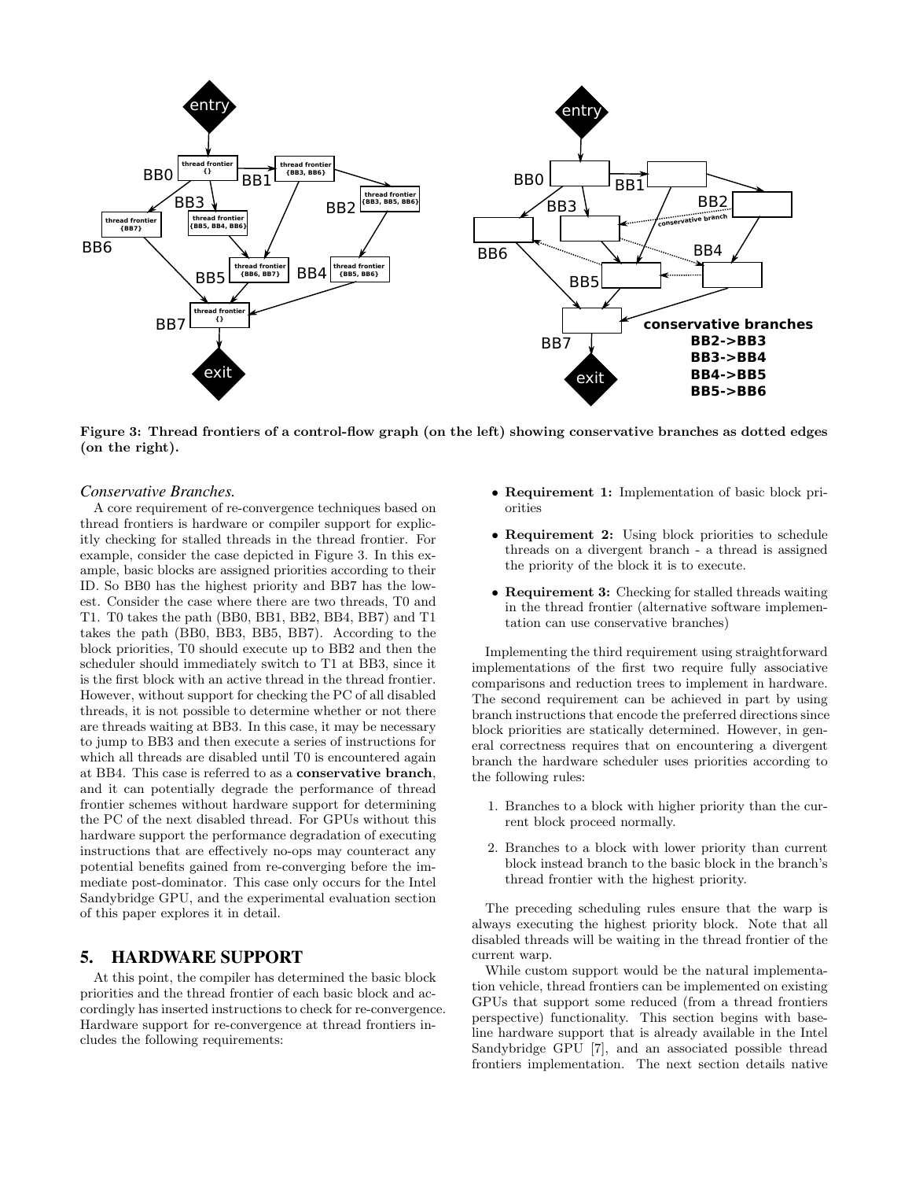Figure 3: Thread frontiers of a control-flow graph (on the left) showing conservative branches as dotted edges (on the right).

### *Conservative Branches.*

A core requirement of re-convergence techniques based on thread frontiers is hardware or compiler support for explicitly checking for stalled threads in the thread frontier. For example, consider the case depicted in Figure 3. In this example, basic blocks are assigned priorities according to their ID. So BB0 has the highest priority and BB7 has the lowest. Consider the case where there are two threads, T0 and T1. T0 takes the path (BB0, BB1, BB2, BB4, BB7) and T1 takes the path (BB0, BB3, BB5, BB7). According to the block priorities, T0 should execute up to BB2 and then the scheduler should immediately switch to T1 at BB3, since it is the first block with an active thread in the thread frontier. However, without support for checking the PC of all disabled threads, it is not possible to determine whether or not there are threads waiting at BB3. In this case, it may be necessary to jump to BB3 and then execute a series of instructions for which all threads are disabled until T0 is encountered again at BB4. This case is referred to as a **conservative branch**, and it can potentially degrade the performance of thread frontier schemes without hardware support for determining the PC of the next disabled thread. For GPUs without this hardware support the performance degradation of executing instructions that are effectively no-ops may counteract any potential benefits gained from re-converging before the immediate post-dominator. This case only occurs for the Intel Sandybridge GPU, and the experimental evaluation section of this paper explores it in detail.

## 5. HARDWARE SUPPORT

At this point, the compiler has determined the basic block priorities and the thread frontier of each basic block and accordingly has inserted instructions to check for re-convergence. Hardware support for re-convergence at thread frontiers includes the following requirements:

- **Requirement 1:** Implementation of basic block priorities
- **Requirement 2:** Using block priorities to schedule threads on a divergent branch - a thread is assigned the priority of the block it is to execute.
- **Requirement 3:** Checking for stalled threads waiting in the thread frontier (alternative software implementation can use conservative branches)

Implementing the third requirement using straightforward implementations of the first two require fully associative comparisons and reduction trees to implement in hardware. The second requirement can be achieved in part by using branch instructions that encode the preferred directions since block priorities are statically determined. However, in general correctness requires that on encountering a divergent branch the hardware scheduler uses priorities according to the following rules:

1. Branches to a block with higher priority than the current block proceed normally.
2. Branches to a block with lower priority than current block instead branch to the basic block in the branch's thread frontier with the highest priority.

The preceding scheduling rules ensure that the warp is always executing the highest priority block. Note that all disabled threads will be waiting in the thread frontier of the current warp.

While custom support would be the natural implementation vehicle, thread frontiers can be implemented on existing GPUs that support some reduced (from a thread frontiers perspective) functionality. This section begins with baseline hardware support that is already available in the Intel Sandybridge GPU [7], and an associated possible thread frontiers implementation. The next section details native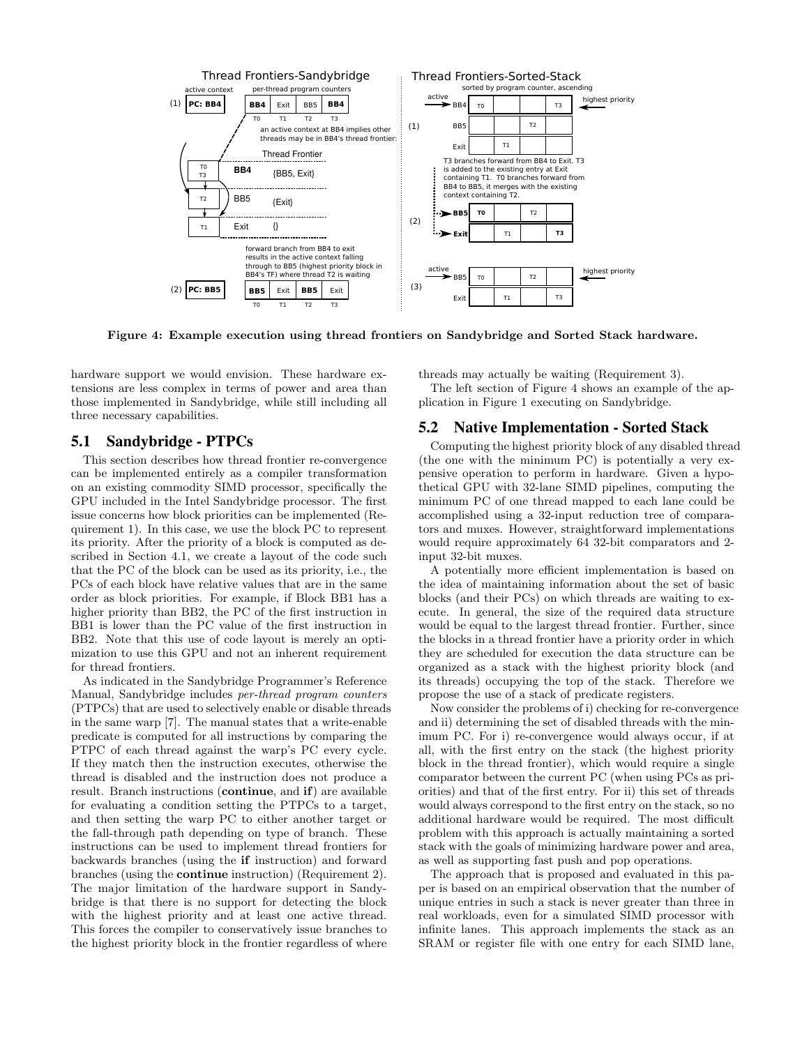Thread Frontiers-Sandybridge

active context

per-thread program counters

(1) PC: BB4

BB4 Exit BB5 BB4

T0 T1 T2 T3

an active context at BB4 implies other threads may be in BB4's thread frontier:

Thread Frontier

T0 T3 BB4 {BB5, Exit}

T2 BB5 {Exit}

T1 Exit {}

forward branch from BB4 to exit results in the active context falling through to BB5 (highest priority block in BB4's TF) where thread T2 is waiting

(2) PC: BB5

BB5 Exit BB5 Exit

T0 T1 T2 T3

Thread Frontiers-Sorted-Stack

sorted by program counter, ascending

active

highest priority

(1)

BB4 T0 T3

BB5 T2

Exit T1

T3 branches forward from BB4 to Exit. T3 is added to the existing entry at Exit containing T1. T0 branches forward from BB4 to BB5, it merges with the existing context containing T2.

(2)

BB5 T0 T2

Exit T1 T3

active

highest priority

(3)

BB5 T0 T2

Exit T1 T3

**Figure 4: Example execution using thread frontiers on Sandybridge and Sorted Stack hardware.**

hardware support we would envision. These hardware extensions are less complex in terms of power and area than those implemented in Sandybridge, while still including all three necessary capabilities.

## 5.1 Sandybridge - PTPCs

This section describes how thread frontier re-convergence can be implemented entirely as a compiler transformation on an existing commodity SIMD processor, specifically the GPU included in the Intel Sandybridge processor. The first issue concerns how block priorities can be implemented (Requirement 1). In this case, we use the block PC to represent its priority. After the priority of a block is computed as described in Section 4.1, we create a layout of the code such that the PC of the block can be used as its priority, i.e., the PCs of each block have relative values that are in the same order as block priorities. For example, if Block BB1 has a higher priority than BB2, the PC of the first instruction in BB1 is lower than the PC value of the first instruction in BB2. Note that this use of code layout is merely an optimization to use this GPU and not an inherent requirement for thread frontiers.

As indicated in the Sandybridge Programmer's Reference Manual, Sandybridge includes *per-thread program counters* (PTPCs) that are used to selectively enable or disable threads in the same warp [7]. The manual states that a write-enable predicate is computed for all instructions by comparing the PTPC of each thread against the warp's PC every cycle. If they match then the instruction executes, otherwise the thread is disabled and the instruction does not produce a result. Branch instructions (**continue**, and **if**) are available for evaluating a condition setting the PTPCs to a target, and then setting the warp PC to either another target or the fall-through path depending on type of branch. These instructions can be used to implement thread frontiers for backwards branches (using the **if** instruction) and forward branches (using the **continue** instruction) (Requirement 2). The major limitation of the hardware support in Sandybridge is that there is no support for detecting the block with the highest priority and at least one active thread. This forces the compiler to conservatively issue branches to the highest priority block in the frontier regardless of where threads may actually be waiting (Requirement 3).

The left section of Figure 4 shows an example of the application in Figure 1 executing on Sandybridge.

## 5.2 Native Implementation - Sorted Stack

Computing the highest priority block of any disabled thread (the one with the minimum PC) is potentially a very expensive operation to perform in hardware. Given a hypothetical GPU with 32-lane SIMD pipelines, computing the minimum PC of one thread mapped to each lane could be accomplished using a 32-input reduction tree of comparators and muxes. However, straightforward implementations would require approximately 64 32-bit comparators and 2-input 32-bit muxes.

A potentially more efficient implementation is based on the idea of maintaining information about the set of basic blocks (and their PCs) on which threads are waiting to execute. In general, the size of the required data structure would be equal to the largest thread frontier. Further, since the blocks in a thread frontier have a priority order in which they are scheduled for execution the data structure can be organized as a stack with the highest priority block (and its threads) occupying the top of the stack. Therefore we propose the use of a stack of predicate registers.

Now consider the problems of i) checking for re-convergence and ii) determining the set of disabled threads with the minimum PC. For i) re-convergence would always occur, if at all, with the first entry on the stack (the highest priority block in the thread frontier), which would require a single comparator between the current PC (when using PCs as priorities) and that of the first entry. For ii) this set of threads would always correspond to the first entry on the stack, so no additional hardware would be required. The most difficult problem with this approach is actually maintaining a sorted stack with the goals of minimizing hardware power and area, as well as supporting fast push and pop operations.

The approach that is proposed and evaluated in this paper is based on an empirical observation that the number of unique entries in such a stack is never greater than three in real workloads, even for a simulated SIMD processor with infinite lanes. This approach implements the stack as an SRAM or register file with one entry for each SIMD lane,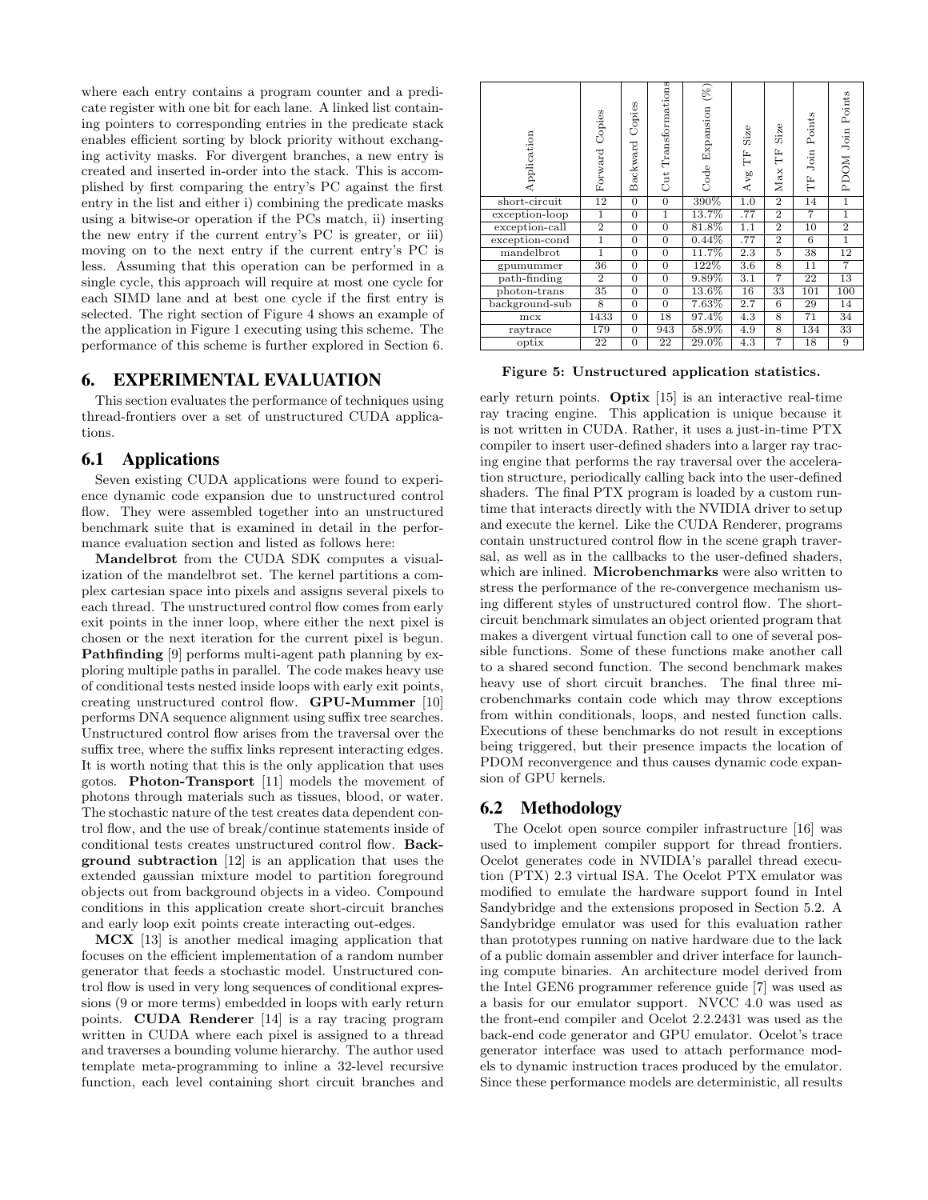where each entry contains a program counter and a predicate register with one bit for each lane. A linked list containing pointers to corresponding entries in the predicate stack enables efficient sorting by block priority without exchanging activity masks. For divergent branches, a new entry is created and inserted in-order into the stack. This is accomplished by first comparing the entry's PC against the first entry in the list and either i) combining the predicate masks using a bitwise-or operation if the PCs match, ii) inserting the new entry if the current entry's PC is greater, or iii) moving on to the next entry if the current entry's PC is less. Assuming that this operation can be performed in a single cycle, this approach will require at most one cycle for each SIMD lane and at best one cycle if the first entry is selected. The right section of Figure 4 shows an example of the application in Figure 1 executing using this scheme. The performance of this scheme is further explored in Section 6.

## 6. EXPERIMENTAL EVALUATION

This section evaluates the performance of techniques using thread-frontiers over a set of unstructured CUDA applications.

### 6.1 Applications

Seven existing CUDA applications were found to experience dynamic code expansion due to unstructured control flow. They were assembled together into an unstructured benchmark suite that is examined in detail in the performance evaluation section and listed as follows here:

**Mandelbrot** from the CUDA SDK computes a visualization of the mandelbrot set. The kernel partitions a complex cartesian space into pixels and assigns several pixels to each thread. The unstructured control flow comes from early exit points in the inner loop, where either the next pixel is chosen or the next iteration for the current pixel is begun. **Pathfinding** [9] performs multi-agent path planning by exploring multiple paths in parallel. The code makes heavy use of conditional tests nested inside loops with early exit points, creating unstructured control flow. **GPU-Mummer** [10] performs DNA sequence alignment using suffix tree searches. Unstructured control flow arises from the traversal over the suffix tree, where the suffix links represent interacting edges. It is worth noting that this is the only application that uses gotos. **Photon-Transport** [11] models the movement of photons through materials such as tissues, blood, or water. The stochastic nature of the test creates data dependent control flow, and the use of break/continue statements inside of conditional tests creates unstructured control flow. **Background subtraction** [12] is an application that uses the extended gaussian mixture model to partition foreground objects out from background objects in a video. Compound conditions in this application create short-circuit branches and early loop exit points create interacting out-edges.

**MCX** [13] is another medical imaging application that focuses on the efficient implementation of a random number generator that feeds a stochastic model. Unstructured control flow is used in very long sequences of conditional expressions (9 or more terms) embedded in loops with early return points. **CUDA Renderer** [14] is a ray tracing program written in CUDA where each pixel is assigned to a thread and traverses a bounding volume hierarchy. The author used template meta-programming to inline a 32-level recursive function, each level containing short circuit branches and early return points. **Optix** [15] is an interactive real-time ray tracing engine. This application is unique because it is not written in CUDA. Rather, it uses a just-in-time PTX compiler to insert user-defined shaders into a larger ray tracing engine that performs the ray traversal over the acceleration structure, periodically calling back into the user-defined shaders. The final PTX program is loaded by a custom runtime that interacts directly with the NVIDIA driver to setup and execute the kernel. Like the CUDA Renderer, programs contain unstructured control flow in the scene graph traversal, as well as in the callbacks to the user-defined shaders, which are inlined. **Microbenchmarks** were also written to stress the performance of the re-convergence mechanism using different styles of unstructured control flow. The short-circuit benchmark simulates an object oriented program that makes a divergent virtual function call to one of several possible functions. Some of these functions make another call to a shared second function. The second benchmark makes heavy use of short circuit branches. The final three microbenchmarks contain code which may throw exceptions from within conditionals, loops, and nested function calls. Executions of these benchmarks do not result in exceptions being triggered, but their presence impacts the location of PDOM reconvergence and thus causes dynamic code expansion of GPU kernels.

| Application | Forward Copies | Backward Copies | Cut Transformations | Code Expansion (%) | Avg TF Size | Max TF Size | TF Join Points | PDOM Join Points |
|---|---|---|---|---|---|---|---|---|
| short-circuit | 12 | 0 | 0 | 390% | 1.0 | 2 | 14 | 1 |
| exception-loop | 1 | 0 | 1 | 13.7% | .77 | 2 | 7 | 1 |
| exception-call | 2 | 0 | 0 | 81.8% | 1.1 | 2 | 10 | 2 |
| exception-cond | 1 | 0 | 0 | 0.44% | .77 | 2 | 6 | 1 |
| mandelbrot | 1 | 0 | 0 | 11.7% | 2.3 | 5 | 38 | 12 |
| gpumummer | 36 | 0 | 0 | 122% | 3.6 | 8 | 11 | 7 |
| path-finding | 2 | 0 | 0 | 9.89% | 3.1 | 7 | 22 | 13 |
| photon-trans | 35 | 0 | 0 | 13.6% | 16 | 33 | 101 | 100 |
| background-sub | 8 | 0 | 0 | 7.63% | 2.7 | 6 | 29 | 14 |
| mcx | 1433 | 0 | 18 | 97.4% | 4.3 | 8 | 71 | 34 |
| raytrace | 179 | 0 | 943 | 58.9% | 4.9 | 8 | 134 | 33 |
| optix | 22 | 0 | 22 | 29.0% | 4.3 | 7 | 18 | 9 |

**Figure 5: Unstructured application statistics.**

### 6.2 Methodology

The Ocelot open source compiler infrastructure [16] was used to implement compiler support for thread frontiers. Ocelot generates code in NVIDIA's parallel thread execution (PTX) 2.3 virtual ISA. The Ocelot PTX emulator was modified to emulate the hardware support found in Intel Sandybridge and the extensions proposed in Section 5.2. A Sandybridge emulator was used for this evaluation rather than prototypes running on native hardware due to the lack of a public domain assembler and driver interface for launching compute binaries. An architecture model derived from the Intel GEN6 programmer reference guide [7] was used as a basis for our emulator support. NVCC 4.0 was used as the front-end compiler and Ocelot 2.2.2431 was used as the back-end code generator and GPU emulator. Ocelot's trace generator interface was used to attach performance models to dynamic instruction traces produced by the emulator. Since these performance models are deterministic, all results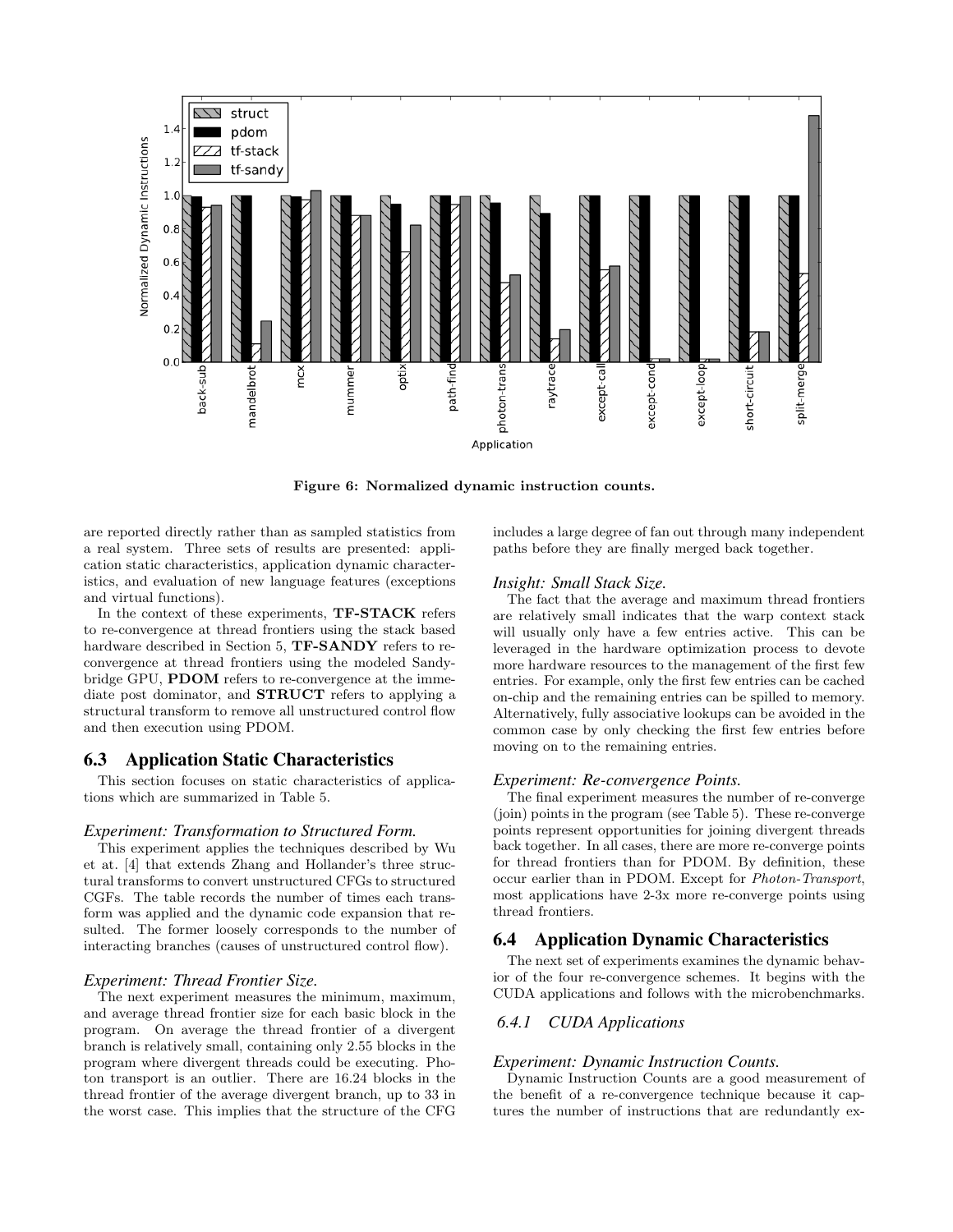Figure 6: Normalized dynamic instruction counts.

are reported directly rather than as sampled statistics from a real system. Three sets of results are presented: application static characteristics, application dynamic characteristics, and evaluation of new language features (exceptions and virtual functions).

In the context of these experiments, **TF-STACK** refers to re-convergence at thread frontiers using the stack based hardware described in Section 5, **TF-SANDY** refers to re-convergence at thread frontiers using the modeled Sandybridge GPU, **PDOM** refers to re-convergence at the immediate post dominator, and **STRUCT** refers to applying a structural transform to remove all unstructured control flow and then execution using PDOM.

## 6.3 Application Static Characteristics

This section focuses on static characteristics of applications which are summarized in Table 5.

### *Experiment: Transformation to Structured Form.*

This experiment applies the techniques described by Wu et at. [4] that extends Zhang and Hollander's three structural transforms to convert unstructured CFGs to structured CGFs. The table records the number of times each transform was applied and the dynamic code expansion that resulted. The former loosely corresponds to the number of interacting branches (causes of unstructured control flow).

### *Experiment: Thread Frontier Size.*

The next experiment measures the minimum, maximum, and average thread frontier size for each basic block in the program. On average the thread frontier of a divergent branch is relatively small, containing only 2.55 blocks in the program where divergent threads could be executing. Photon transport is an outlier. There are 16.24 blocks in the thread frontier of the average divergent branch, up to 33 in the worst case. This implies that the structure of the CFG includes a large degree of fan out through many independent paths before they are finally merged back together.

### *Insight: Small Stack Size.*

The fact that the average and maximum thread frontiers are relatively small indicates that the warp context stack will usually only have a few entries active. This can be leveraged in the hardware optimization process to devote more hardware resources to the management of the first few entries. For example, only the first few entries can be cached on-chip and the remaining entries can be spilled to memory. Alternatively, fully associative lookups can be avoided in the common case by only checking the first few entries before moving on to the remaining entries.

### *Experiment: Re-convergence Points.*

The final experiment measures the number of re-converge (join) points in the program (see Table 5). These re-converge points represent opportunities for joining divergent threads back together. In all cases, there are more re-converge points for thread frontiers than for PDOM. By definition, these occur earlier than in PDOM. Except for *Photon-Transport*, most applications have 2-3x more re-converge points using thread frontiers.

## 6.4 Application Dynamic Characteristics

The next set of experiments examines the dynamic behavior of the four re-convergence schemes. It begins with the CUDA applications and follows with the microbenchmarks.

### *6.4.1 CUDA Applications*

### *Experiment: Dynamic Instruction Counts.*

Dynamic Instruction Counts are a good measurement of the benefit of a re-convergence technique because it captures the number of instructions that are redundantly ex-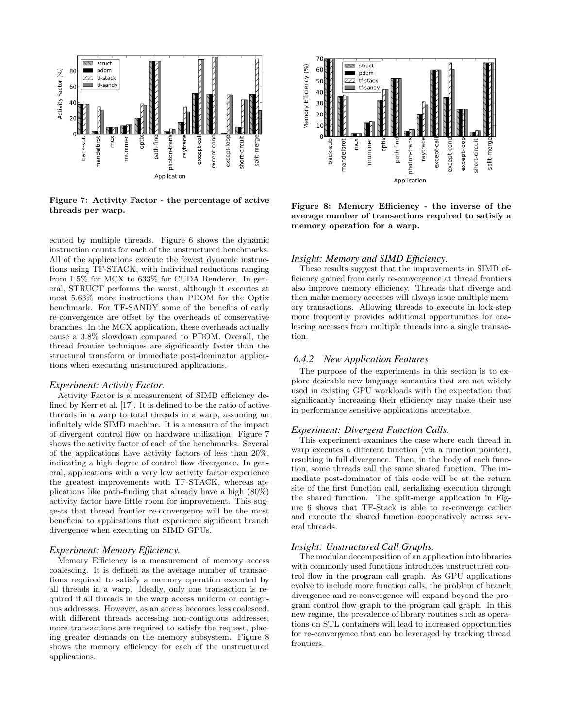Activity Factor (%)

struct
pdom
tf-stack
tf-sandy

0
20
40
60
80

back-sub
mandelbrot
mcx
mummer
optix
path-find
photon-trans
raytrace
except-call
except-cond
except-loop
short-circuit
split-merge

Application

**Figure 7: Activity Factor - the percentage of active threads per warp.**

Memory Efficiency (%)

struct
pdom
tf-stack
tf-sandy

0
10
20
30
40
50
60
70

back-sub
mandelbrot
mcx
mummer
optix
path-find
photon-trans
raytrace
except-call
except-cond
except-loop
short-circuit
split-merge

Application

**Figure 8: Memory Efficiency - the inverse of the average number of transactions required to satisfy a memory operation for a warp.**

ecuted by multiple threads. Figure 6 shows the dynamic instruction counts for each of the unstructured benchmarks. All of the applications execute the fewest dynamic instructions using TF-STACK, with individual reductions ranging from 1.5% for MCX to 633% for CUDA Renderer. In general, STRUCT performs the worst, although it executes at most 5.63% more instructions than PDOM for the Optix benchmark. For TF-SANDY some of the benefits of early re-convergence are offset by the overheads of conservative branches. In the MCX application, these overheads actually cause a 3.8% slowdown compared to PDOM. Overall, the thread frontier techniques are significantly faster than the structural transform or immediate post-dominator applications when executing unstructured applications.

### *Experiment: Activity Factor.*

Activity Factor is a measurement of SIMD efficiency defined by Kerr et al. [17]. It is defined to be the ratio of active threads in a warp to total threads in a warp, assuming an infinitely wide SIMD machine. It is a measure of the impact of divergent control flow on hardware utilization. Figure 7 shows the activity factor of each of the benchmarks. Several of the applications have activity factors of less than 20%, indicating a high degree of control flow divergence. In general, applications with a very low activity factor experience the greatest improvements with TF-STACK, whereas applications like path-finding that already have a high (80%) activity factor have little room for improvement. This suggests that thread frontier re-convergence will be the most beneficial to applications that experience significant branch divergence when executing on SIMD GPUs.

### *Experiment: Memory Efficiency.*

Memory Efficiency is a measurement of memory access coalescing. It is defined as the average number of transactions required to satisfy a memory operation executed by all threads in a warp. Ideally, only one transaction is required if all threads in the warp access uniform or contiguous addresses. However, as an access becomes less coalesced, with different threads accessing non-contiguous addresses, more transactions are required to satisfy the request, placing greater demands on the memory subsystem. Figure 8 shows the memory efficiency for each of the unstructured applications.

### *Insight: Memory and SIMD Efficiency.*

These results suggest that the improvements in SIMD efficiency gained from early re-convergence at thread frontiers also improve memory efficiency. Threads that diverge and then make memory accesses will always issue multiple memory transactions. Allowing threads to execute in lock-step more frequently provides additional opportunities for coalescing accesses from multiple threads into a single transaction.

### *6.4.2 New Application Features*

The purpose of the experiments in this section is to explore desirable new language semantics that are not widely used in existing GPU workloads with the expectation that significantly increasing their efficiency may make their use in performance sensitive applications acceptable.

### *Experiment: Divergent Function Calls.*

This experiment examines the case where each thread in warp executes a different function (via a function pointer), resulting in full divergence. Then, in the body of each function, some threads call the same shared function. The immediate post-dominator of this code will be at the return site of the first function call, serializing execution through the shared function. The split-merge application in Figure 6 shows that TF-Stack is able to re-converge earlier and execute the shared function cooperatively across several threads.

### *Insight: Unstructured Call Graphs.*

The modular decomposition of an application into libraries with commonly used functions introduces unstructured control flow in the program call graph. As GPU applications evolve to include more function calls, the problem of branch divergence and re-convergence will expand beyond the program control flow graph to the program call graph. In this new regime, the prevalence of library routines such as operations on STL containers will lead to increased opportunities for re-convergence that can be leveraged by tracking thread frontiers.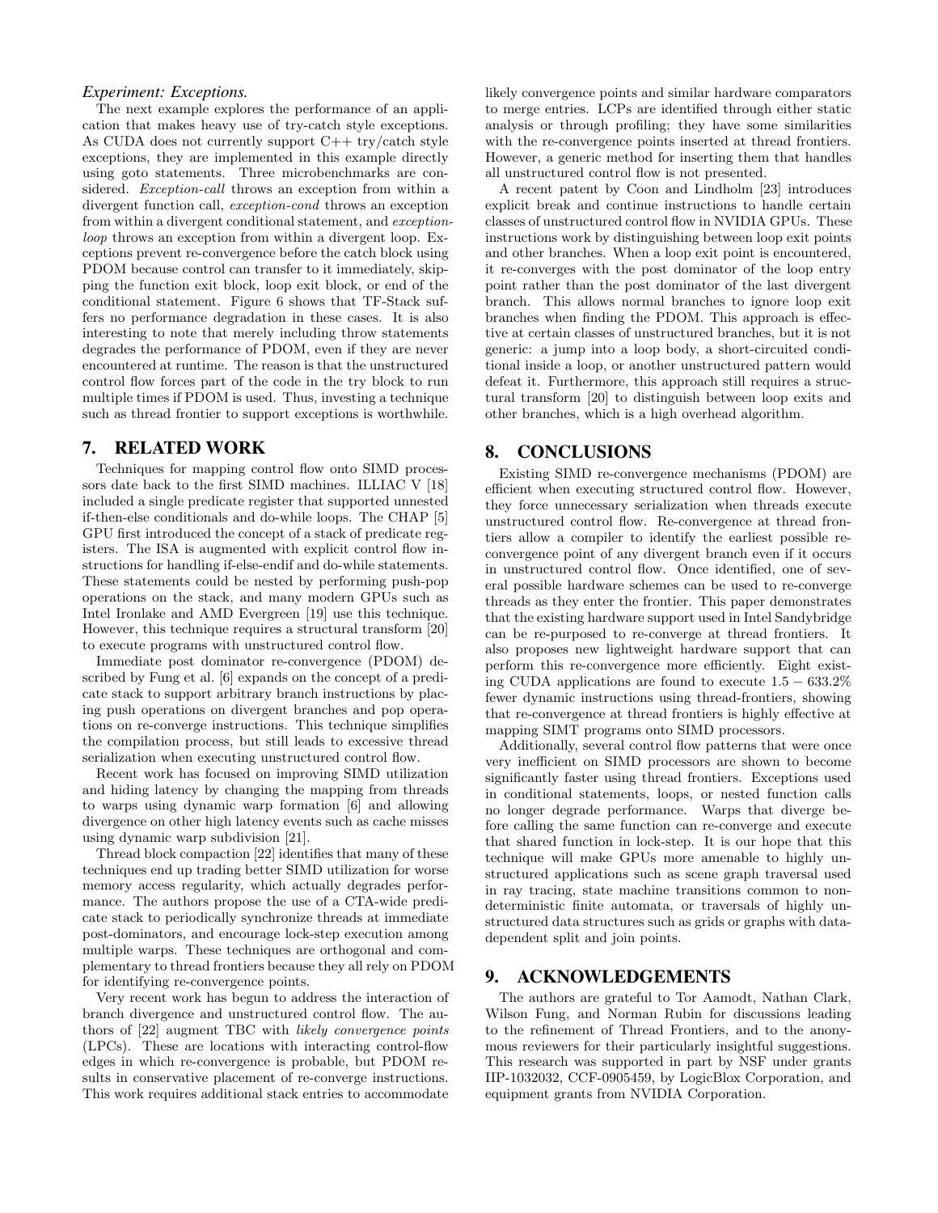### *Experiment: Exceptions.*

The next example explores the performance of an application that makes heavy use of try-catch style exceptions. As CUDA does not currently support C++ try/catch style exceptions, they are implemented in this example directly using goto statements. Three microbenchmarks are considered. *Exception-call* throws an exception from within a divergent function call, *exception-cond* throws an exception from within a divergent conditional statement, and *exception-loop* throws an exception from within a divergent loop. Exceptions prevent re-convergence before the catch block using PDOM because control can transfer to it immediately, skipping the function exit block, loop exit block, or end of the conditional statement. Figure 6 shows that TF-Stack suffers no performance degradation in these cases. It is also interesting to note that merely including throw statements degrades the performance of PDOM, even if they are never encountered at runtime. The reason is that the unstructured control flow forces part of the code in the try block to run multiple times if PDOM is used. Thus, investing a technique such as thread frontier to support exceptions is worthwhile.

## 7. RELATED WORK

Techniques for mapping control flow onto SIMD processors date back to the first SIMD machines. ILLIAC V [18] included a single predicate register that supported unnested if-then-else conditionals and do-while loops. The CHAP [5] GPU first introduced the concept of a stack of predicate registers. The ISA is augmented with explicit control flow instructions for handling if-else-endif and do-while statements. These statements could be nested by performing push-pop operations on the stack, and many modern GPUs such as Intel Ironlake and AMD Evergreen [19] use this technique. However, this technique requires a structural transform [20] to execute programs with unstructured control flow.

Immediate post dominator re-convergence (PDOM) described by Fung et al. [6] expands on the concept of a predicate stack to support arbitrary branch instructions by placing push operations on divergent branches and pop operations on re-converge instructions. This technique simplifies the compilation process, but still leads to excessive thread serialization when executing unstructured control flow.

Recent work has focused on improving SIMD utilization and hiding latency by changing the mapping from threads to warps using dynamic warp formation [6] and allowing divergence on other high latency events such as cache misses using dynamic warp subdivision [21].

Thread block compaction [22] identifies that many of these techniques end up trading better SIMD utilization for worse memory access regularity, which actually degrades performance. The authors propose the use of a CTA-wide predicate stack to periodically synchronize threads at immediate post-dominators, and encourage lock-step execution among multiple warps. These techniques are orthogonal and complementary to thread frontiers because they all rely on PDOM for identifying re-convergence points.

Very recent work has begun to address the interaction of branch divergence and unstructured control flow. The authors of [22] augment TBC with *likely convergence points* (LPCs). These are locations with interacting control-flow edges in which re-convergence is probable, but PDOM results in conservative placement of re-converge instructions. This work requires additional stack entries to accommodate likely convergence points and similar hardware comparators to merge entries. LCPs are identified through either static analysis or through profiling; they have some similarities with the re-convergence points inserted at thread frontiers. However, a generic method for inserting them that handles all unstructured control flow is not presented.

A recent patent by Coon and Lindholm [23] introduces explicit break and continue instructions to handle certain classes of unstructured control flow in NVIDIA GPUs. These instructions work by distinguishing between loop exit points and other branches. When a loop exit point is encountered, it re-converges with the post dominator of the loop entry point rather than the post dominator of the last divergent branch. This allows normal branches to ignore loop exit branches when finding the PDOM. This approach is effective at certain classes of unstructured branches, but it is not generic: a jump into a loop body, a short-circuited conditional inside a loop, or another unstructured pattern would defeat it. Furthermore, this approach still requires a structural transform [20] to distinguish between loop exits and other branches, which is a high overhead algorithm.

## 8. CONCLUSIONS

Existing SIMD re-convergence mechanisms (PDOM) are efficient when executing structured control flow. However, they force unnecessary serialization when threads execute unstructured control flow. Re-convergence at thread frontiers allow a compiler to identify the earliest possible re-convergence point of any divergent branch even if it occurs in unstructured control flow. Once identified, one of several possible hardware schemes can be used to re-converge threads as they enter the frontier. This paper demonstrates that the existing hardware support used in Intel Sandybridge can be re-purposed to re-converge at thread frontiers. It also proposes new lightweight hardware support that can perform this re-convergence more efficiently. Eight existing CUDA applications are found to execute $1.5 - 633.2\%$ fewer dynamic instructions using thread-frontiers, showing that re-convergence at thread frontiers is highly effective at mapping SIMT programs onto SIMD processors.

Additionally, several control flow patterns that were once very inefficient on SIMD processors are shown to become significantly faster using thread frontiers. Exceptions used in conditional statements, loops, or nested function calls no longer degrade performance. Warps that diverge before calling the same function can re-converge and execute that shared function in lock-step. It is our hope that this technique will make GPUs more amenable to highly unstructured applications such as scene graph traversal used in ray tracing, state machine transitions common to non-deterministic finite automata, or traversals of highly unstructured data structures such as grids or graphs with data-dependent split and join points.

## 9. ACKNOWLEDGEMENTS

The authors are grateful to Tor Aamodt, Nathan Clark, Wilson Fung, and Norman Rubin for discussions leading to the refinement of Thread Frontiers, and to the anonymous reviewers for their particularly insightful suggestions. This research was supported in part by NSF under grants IIP-1032032, CCF-0905459, by LogicBlox Corporation, and equipment grants from NVIDIA Corporation.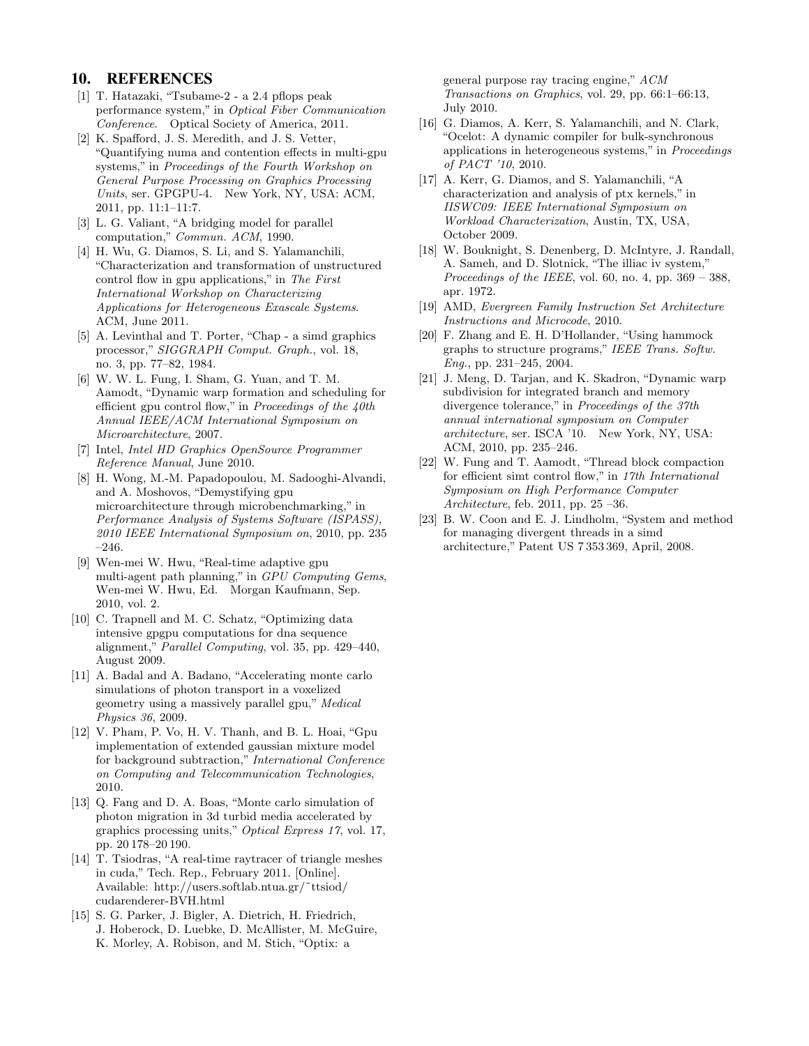## 10. REFERENCES

[1] T. Hatazaki, "Tsubame-2 - a 2.4 pflops peak performance system," in *Optical Fiber Communication Conference*. Optical Society of America, 2011.

[2] K. Spafford, J. S. Meredith, and J. S. Vetter, "Quantifying numa and contention effects in multi-gpu systems," in *Proceedings of the Fourth Workshop on General Purpose Processing on Graphics Processing Units*, ser. GPGPU-4. New York, NY, USA: ACM, 2011, pp. 11:1–11:7.

[3] L. G. Valiant, "A bridging model for parallel computation," *Commun. ACM*, 1990.

[4] H. Wu, G. Diamos, S. Li, and S. Yalamanchili, "Characterization and transformation of unstructured control flow in gpu applications," in *The First International Workshop on Characterizing Applications for Heterogeneous Exascale Systems*. ACM, June 2011.

[5] A. Levinthal and T. Porter, "Chap - a simd graphics processor," *SIGGRAPH Comput. Graph.*, vol. 18, no. 3, pp. 77–82, 1984.

[6] W. W. L. Fung, I. Sham, G. Yuan, and T. M. Aamodt, "Dynamic warp formation and scheduling for efficient gpu control flow," in *Proceedings of the 40th Annual IEEE/ACM International Symposium on Microarchitecture*, 2007.

[7] Intel, *Intel HD Graphics OpenSource Programmer Reference Manual*, June 2010.

[8] H. Wong, M.-M. Papadopoulou, M. Sadooghi-Alvandi, and A. Moshovos, "Demystifying gpu microarchitecture through microbenchmarking," in *Performance Analysis of Systems Software (ISPASS), 2010 IEEE International Symposium on*, 2010, pp. 235 –246.

[9] Wen-mei W. Hwu, "Real-time adaptive gpu multi-agent path planning," in *GPU Computing Gems*, Wen-mei W. Hwu, Ed. Morgan Kaufmann, Sep. 2010, vol. 2.

[10] C. Trapnell and M. C. Schatz, "Optimizing data intensive gpgpu computations for dna sequence alignment," *Parallel Computing*, vol. 35, pp. 429–440, August 2009.

[11] A. Badal and A. Badano, "Accelerating monte carlo simulations of photon transport in a voxelized geometry using a massively parallel gpu," *Medical Physics 36*, 2009.

[12] V. Pham, P. Vo, H. V. Thanh, and B. L. Hoai, "Gpu implementation of extended gaussian mixture model for background subtraction," *International Conference on Computing and Telecommunication Technologies*, 2010.

[13] Q. Fang and D. A. Boas, "Monte carlo simulation of photon migration in 3d turbid media accelerated by graphics processing units," *Optical Express 17*, vol. 17, pp. 20 178–20 190.

[14] T. Tsiodras, "A real-time raytracer of triangle meshes in cuda," Tech. Rep., February 2011. [Online]. Available: http://users.softlab.ntua.gr/~ttsiod/cudarenderer-BVH.html

[15] S. G. Parker, J. Bigler, A. Dietrich, H. Friedrich, J. Hoberock, D. Luebke, D. McAllister, M. McGuire, K. Morley, A. Robison, and M. Stich, "Optix: a general purpose ray tracing engine," *ACM Transactions on Graphics*, vol. 29, pp. 66:1–66:13, July 2010.

[16] G. Diamos, A. Kerr, S. Yalamanchili, and N. Clark, "Ocelot: A dynamic compiler for bulk-synchronous applications in heterogeneous systems," in *Proceedings of PACT '10*, 2010.

[17] A. Kerr, G. Diamos, and S. Yalamanchili, "A characterization and analysis of ptx kernels," in *IISWC09: IEEE International Symposium on Workload Characterization*, Austin, TX, USA, October 2009.

[18] W. Bouknight, S. Denenberg, D. McIntyre, J. Randall, A. Sameh, and D. Slotnick, "The illiac iv system," *Proceedings of the IEEE*, vol. 60, no. 4, pp. 369 – 388, apr. 1972.

[19] AMD, *Evergreen Family Instruction Set Architecture Instructions and Microcode*, 2010.

[20] F. Zhang and E. H. D'Hollander, "Using hammock graphs to structure programs," *IEEE Trans. Softw. Eng.*, pp. 231–245, 2004.

[21] J. Meng, D. Tarjan, and K. Skadron, "Dynamic warp subdivision for integrated branch and memory divergence tolerance," in *Proceedings of the 37th annual international symposium on Computer architecture*, ser. ISCA '10. New York, NY, USA: ACM, 2010, pp. 235–246.

[22] W. Fung and T. Aamodt, "Thread block compaction for efficient simt control flow," in *17th International Symposium on High Performance Computer Architecture*, feb. 2011, pp. 25 –36.

[23] B. W. Coon and E. J. Lindholm, "System and method for managing divergent threads in a simd architecture," Patent US 7 353 369, April, 2008.